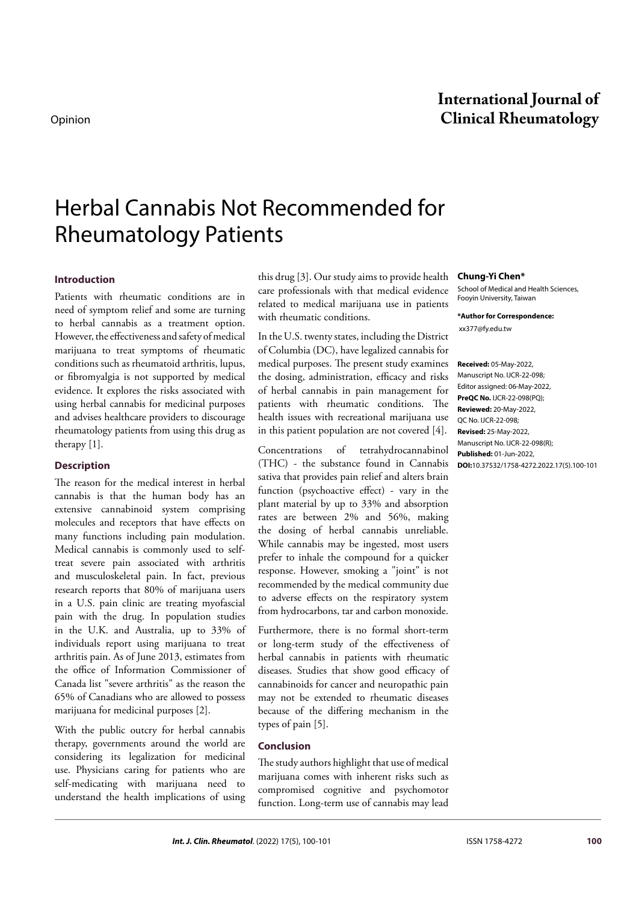Opinion

# Herbal Cannabis Not Recommended for Rheumatology Patients

**Chung-Yi Chen***

School of Medical and Health Sciences, Fooyin University, Taiwan

***Author for Correspondence:**

xx377@fy.edu.tw

**Received:** 05-May-2022, Manuscript No. IJCR-22-098; Editor assigned: 06-May-2022, **PreQC No.** IJCR-22-098(PQ); **Reviewed:** 20-May-2022, QC No. IJCR-22-098; **Revised:** 25-May-2022, Manuscript No. IJCR-22-098(R); **Published:** 01-Jun-2022, **DOI:**10.37532/1758-4272.2022.17(5).100-101

## Introduction

Patients with rheumatic conditions are in need of symptom relief and some are turning to herbal cannabis as a treatment option. However, the effectiveness and safety of medical marijuana to treat symptoms of rheumatic conditions such as rheumatoid arthritis, lupus, or fibromyalgia is not supported by medical evidence. It explores the risks associated with using herbal cannabis for medicinal purposes and advises healthcare providers to discourage rheumatology patients from using this drug as therapy [1].

## Description

The reason for the medical interest in herbal cannabis is that the human body has an extensive cannabinoid system comprising molecules and receptors that have effects on many functions including pain modulation. Medical cannabis is commonly used to self-treat severe pain associated with arthritis and musculoskeletal pain. In fact, previous research reports that 80% of marijuana users in a U.S. pain clinic are treating myofascial pain with the drug. In population studies in the U.K. and Australia, up to 33% of individuals report using marijuana to treat arthritis pain. As of June 2013, estimates from the office of Information Commissioner of Canada list "severe arthritis" as the reason the 65% of Canadians who are allowed to possess marijuana for medicinal purposes [2].

With the public outcry for herbal cannabis therapy, governments around the world are considering its legalization for medicinal use. Physicians caring for patients who are self-medicating with marijuana need to understand the health implications of using this drug [3]. Our study aims to provide health care professionals with that medical evidence related to medical marijuana use in patients with rheumatic conditions.

In the U.S. twenty states, including the District of Columbia (DC), have legalized cannabis for medical purposes. The present study examines the dosing, administration, efficacy and risks of herbal cannabis in pain management for patients with rheumatic conditions. The health issues with recreational marijuana use in this patient population are not covered [4].

Concentrations of tetrahydrocannabinol (THC) - the substance found in Cannabis sativa that provides pain relief and alters brain function (psychoactive effect) - vary in the plant material by up to 33% and absorption rates are between 2% and 56%, making the dosing of herbal cannabis unreliable. While cannabis may be ingested, most users prefer to inhale the compound for a quicker response. However, smoking a "joint" is not recommended by the medical community due to adverse effects on the respiratory system from hydrocarbons, tar and carbon monoxide.

Furthermore, there is no formal short-term or long-term study of the effectiveness of herbal cannabis in patients with rheumatic diseases. Studies that show good efficacy of cannabinoids for cancer and neuropathic pain may not be extended to rheumatic diseases because of the differing mechanism in the types of pain [5].

## Conclusion

The study authors highlight that use of medical marijuana comes with inherent risks such as compromised cognitive and psychomotor function. Long-term use of cannabis may lead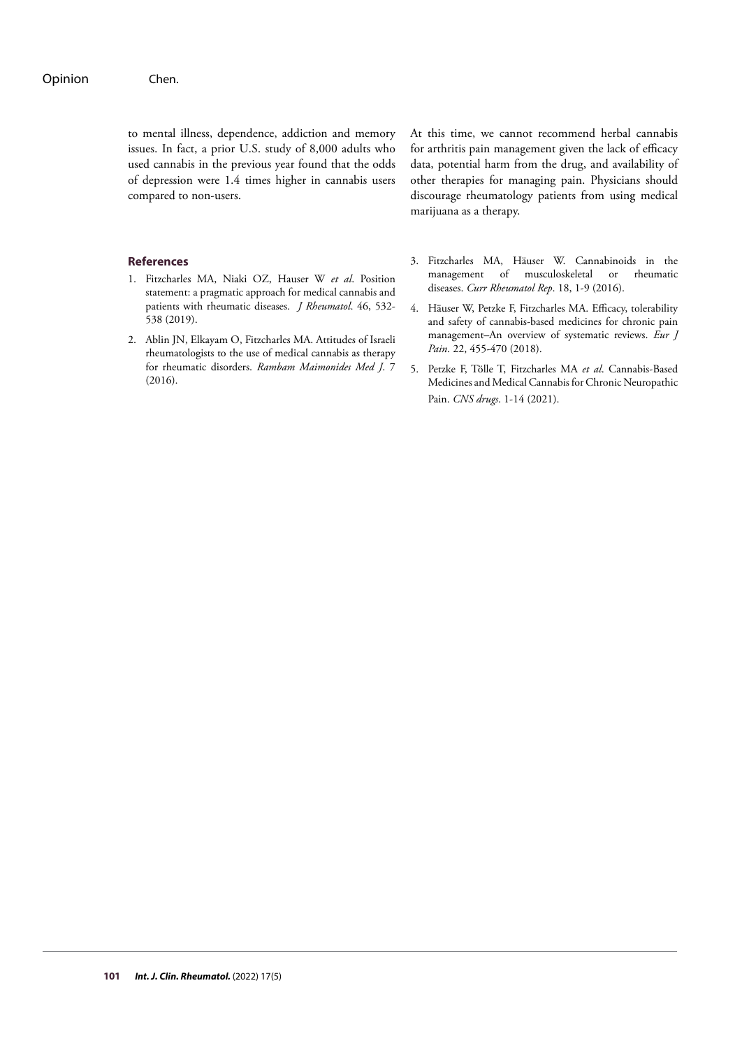to mental illness, dependence, addiction and memory issues. In fact, a prior U.S. study of 8,000 adults who used cannabis in the previous year found that the odds of depression were 1.4 times higher in cannabis users compared to non-users.

At this time, we cannot recommend herbal cannabis for arthritis pain management given the lack of efficacy data, potential harm from the drug, and availability of other therapies for managing pain. Physicians should discourage rheumatology patients from using medical marijuana as a therapy.

## References

1. Fitzcharles MA, Niaki OZ, Hauser W *et al*. Position statement: a pragmatic approach for medical cannabis and patients with rheumatic diseases. *J Rheumatol*. 46, 532-538 (2019).
2. Ablin JN, Elkayam O, Fitzcharles MA. Attitudes of Israeli rheumatologists to the use of medical cannabis as therapy for rheumatic disorders. *Rambam Maimonides Med J*. 7 (2016).
3. Fitzcharles MA, Häuser W. Cannabinoids in the management of musculoskeletal or rheumatic diseases. *Curr Rheumatol Rep*. 18, 1-9 (2016).
4. Häuser W, Petzke F, Fitzcharles MA. Efficacy, tolerability and safety of cannabis-based medicines for chronic pain management–An overview of systematic reviews. *Eur J Pain*. 22, 455-470 (2018).
5. Petzke F, Tölle T, Fitzcharles MA *et al*. Cannabis-Based Medicines and Medical Cannabis for Chronic Neuropathic Pain. *CNS drugs*. 1-14 (2021).